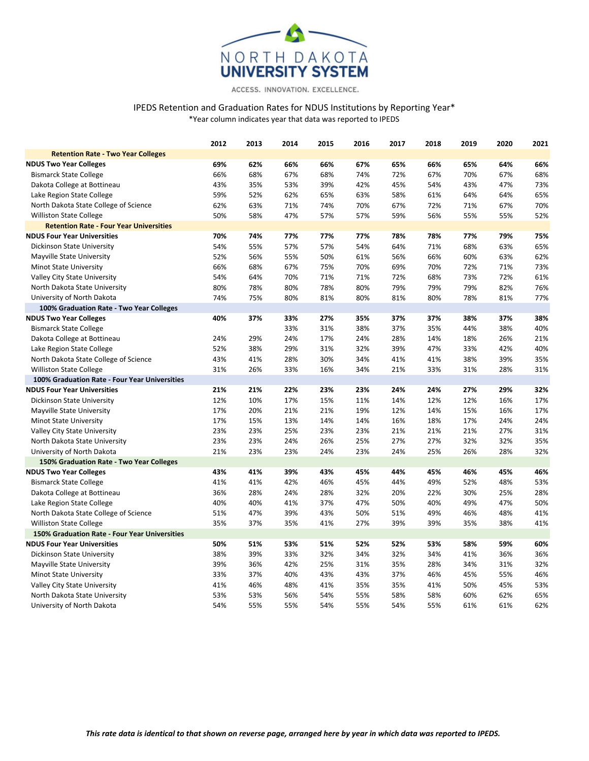NORTH DAKOTA
UNIVERSITY SYSTEM

ACCESS. INNOVATION. EXCELLENCE.

## IPEDS Retention and Graduation Rates for NDUS Institutions by Reporting Year*

*Year column indicates year that data was reported to IPEDS

| | 2012 | 2013 | 2014 | 2015 | 2016 | 2017 | 2018 | 2019 | 2020 | 2021 |
|---|---|---|---|---|---|---|---|---|---|---|
| **Retention Rate - Two Year Colleges** | | | | | | | | | | |
| **NDUS Two Year Colleges** | **69%** | **62%** | **66%** | **66%** | **67%** | **65%** | **66%** | **65%** | **64%** | **66%** |
| Bismarck State College | 66% | 68% | 67% | 68% | 74% | 72% | 67% | 70% | 67% | 68% |
| Dakota College at Bottineau | 43% | 35% | 53% | 39% | 42% | 45% | 54% | 43% | 47% | 73% |
| Lake Region State College | 59% | 52% | 62% | 65% | 63% | 58% | 61% | 64% | 64% | 65% |
| North Dakota State College of Science | 62% | 63% | 71% | 74% | 70% | 67% | 72% | 71% | 67% | 70% |
| Williston State College | 50% | 58% | 47% | 57% | 57% | 59% | 56% | 55% | 55% | 52% |
| **Retention Rate - Four Year Universities** | | | | | | | | | | |
| **NDUS Four Year Universities** | **70%** | **74%** | **77%** | **77%** | **77%** | **78%** | **78%** | **77%** | **79%** | **75%** |
| Dickinson State University | 54% | 55% | 57% | 57% | 54% | 64% | 71% | 68% | 63% | 65% |
| Mayville State University | 52% | 56% | 55% | 50% | 61% | 56% | 66% | 60% | 63% | 62% |
| Minot State University | 66% | 68% | 67% | 75% | 70% | 69% | 70% | 72% | 71% | 73% |
| Valley City State University | 54% | 64% | 70% | 71% | 71% | 72% | 68% | 73% | 72% | 61% |
| North Dakota State University | 80% | 78% | 80% | 78% | 80% | 79% | 79% | 79% | 82% | 76% |
| University of North Dakota | 74% | 75% | 80% | 81% | 80% | 81% | 80% | 78% | 81% | 77% |
| **100% Graduation Rate - Two Year Colleges** | | | | | | | | | | |
| **NDUS Two Year Colleges** | **40%** | **37%** | **33%** | **27%** | **35%** | **37%** | **37%** | **38%** | **37%** | **38%** |
| Bismarck State College | | | 33% | 31% | 38% | 37% | 35% | 44% | 38% | 40% |
| Dakota College at Bottineau | 24% | 29% | 24% | 17% | 24% | 28% | 14% | 18% | 26% | 21% |
| Lake Region State College | 52% | 38% | 29% | 31% | 32% | 39% | 47% | 33% | 42% | 40% |
| North Dakota State College of Science | 43% | 41% | 28% | 30% | 34% | 41% | 41% | 38% | 39% | 35% |
| Williston State College | 31% | 26% | 33% | 16% | 34% | 21% | 33% | 31% | 28% | 31% |
| **100% Graduation Rate - Four Year Universities** | | | | | | | | | | |
| **NDUS Four Year Universities** | **21%** | **21%** | **22%** | **23%** | **23%** | **24%** | **24%** | **27%** | **29%** | **32%** |
| Dickinson State University | 12% | 10% | 17% | 15% | 11% | 14% | 12% | 12% | 16% | 17% |
| Mayville State University | 17% | 20% | 21% | 21% | 19% | 12% | 14% | 15% | 16% | 17% |
| Minot State University | 17% | 15% | 13% | 14% | 14% | 16% | 18% | 17% | 24% | 24% |
| Valley City State University | 23% | 23% | 25% | 23% | 23% | 21% | 21% | 21% | 27% | 31% |
| North Dakota State University | 23% | 23% | 24% | 26% | 25% | 27% | 27% | 32% | 32% | 35% |
| University of North Dakota | 21% | 23% | 23% | 24% | 23% | 24% | 25% | 26% | 28% | 32% |
| **150% Graduation Rate - Two Year Colleges** | | | | | | | | | | |
| **NDUS Two Year Colleges** | **43%** | **41%** | **39%** | **43%** | **45%** | **44%** | **45%** | **46%** | **45%** | **46%** |
| Bismarck State College | 41% | 41% | 42% | 46% | 45% | 44% | 49% | 52% | 48% | 53% |
| Dakota College at Bottineau | 36% | 28% | 24% | 28% | 32% | 20% | 22% | 30% | 25% | 28% |
| Lake Region State College | 40% | 40% | 41% | 37% | 47% | 50% | 40% | 49% | 47% | 50% |
| North Dakota State College of Science | 51% | 47% | 39% | 43% | 50% | 51% | 49% | 46% | 48% | 41% |
| Williston State College | 35% | 37% | 35% | 41% | 27% | 39% | 39% | 35% | 38% | 41% |
| **150% Graduation Rate - Four Year Universities** | | | | | | | | | | |
| **NDUS Four Year Universities** | **50%** | **51%** | **53%** | **51%** | **52%** | **52%** | **53%** | **58%** | **59%** | **60%** |
| Dickinson State University | 38% | 39% | 33% | 32% | 34% | 32% | 34% | 41% | 36% | 36% |
| Mayville State University | 39% | 36% | 42% | 25% | 31% | 35% | 28% | 34% | 31% | 32% |
| Minot State University | 33% | 37% | 40% | 43% | 43% | 37% | 46% | 45% | 55% | 46% |
| Valley City State University | 41% | 46% | 48% | 41% | 35% | 35% | 41% | 50% | 45% | 53% |
| North Dakota State University | 53% | 53% | 56% | 54% | 55% | 58% | 58% | 60% | 62% | 65% |
| University of North Dakota | 54% | 55% | 55% | 54% | 55% | 54% | 55% | 61% | 61% | 62% |

***This rate data is identical to that shown on reverse page, arranged here by year in which data was reported to IPEDS.***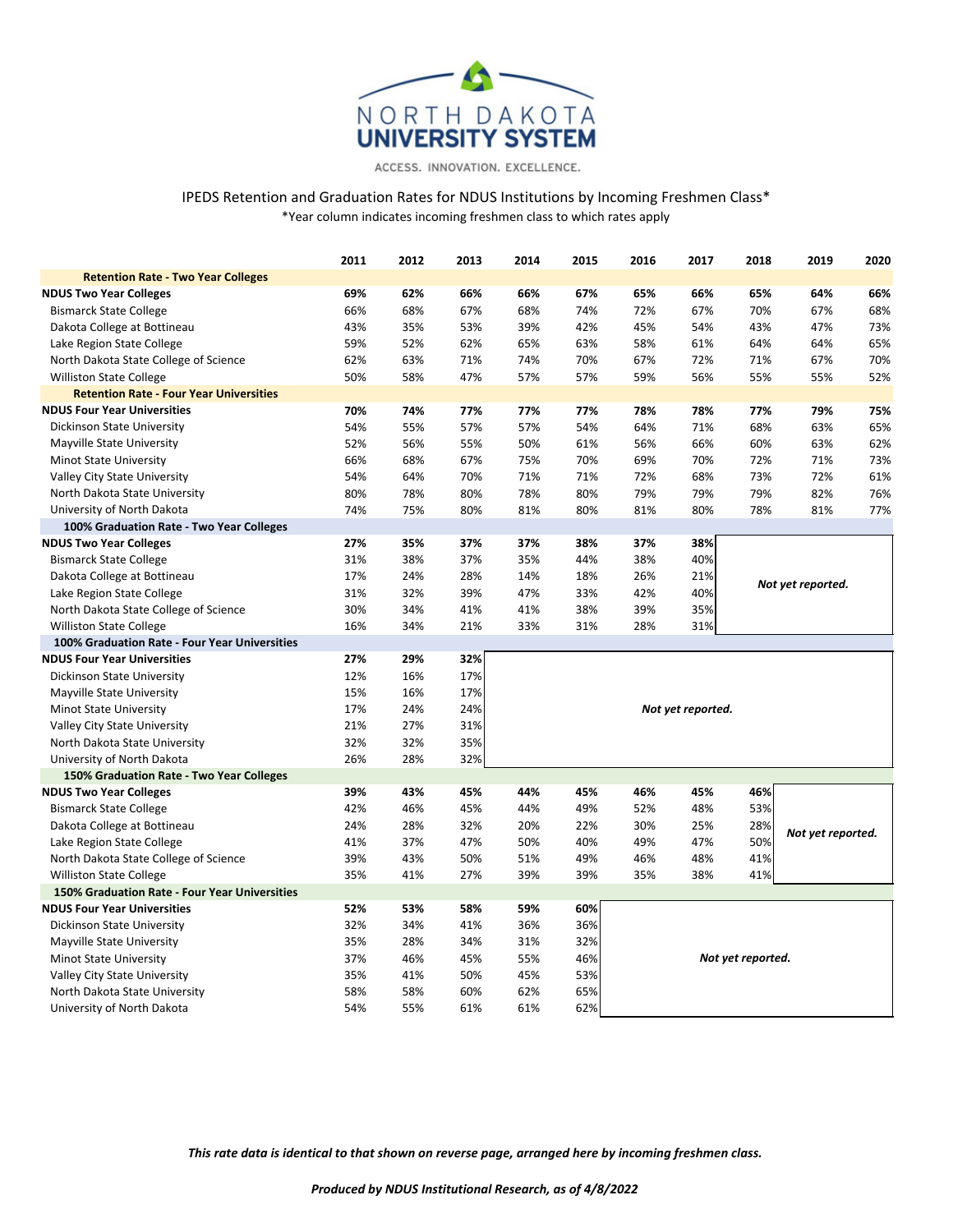NORTH DAKOTA UNIVERSITY SYSTEM

ACCESS. INNOVATION. EXCELLENCE.

IPEDS Retention and Graduation Rates for NDUS Institutions by Incoming Freshmen Class*

*Year column indicates incoming freshmen class to which rates apply

| | 2011 | 2012 | 2013 | 2014 | 2015 | 2016 | 2017 | 2018 | 2019 | 2020 |
|---|---|---|---|---|---|---|---|---|---|---|
| **Retention Rate - Two Year Colleges** | | | | | | | | | | |
| **NDUS Two Year Colleges** | **69%** | **62%** | **66%** | **66%** | **67%** | **65%** | **66%** | **65%** | **64%** | **66%** |
| Bismarck State College | 66% | 68% | 67% | 68% | 74% | 72% | 67% | 70% | 67% | 68% |
| Dakota College at Bottineau | 43% | 35% | 53% | 39% | 42% | 45% | 54% | 43% | 47% | 73% |
| Lake Region State College | 59% | 52% | 62% | 65% | 63% | 58% | 61% | 64% | 64% | 65% |
| North Dakota State College of Science | 62% | 63% | 71% | 74% | 70% | 67% | 72% | 71% | 67% | 70% |
| Williston State College | 50% | 58% | 47% | 57% | 57% | 59% | 56% | 55% | 55% | 52% |
| **Retention Rate - Four Year Universities** | | | | | | | | | | |
| **NDUS Four Year Universities** | **70%** | **74%** | **77%** | **77%** | **77%** | **78%** | **78%** | **77%** | **79%** | **75%** |
| Dickinson State University | 54% | 55% | 57% | 57% | 54% | 64% | 71% | 68% | 63% | 65% |
| Mayville State University | 52% | 56% | 55% | 50% | 61% | 56% | 66% | 60% | 63% | 62% |
| Minot State University | 66% | 68% | 67% | 75% | 70% | 69% | 70% | 72% | 71% | 73% |
| Valley City State University | 54% | 64% | 70% | 71% | 71% | 72% | 68% | 73% | 72% | 61% |
| North Dakota State University | 80% | 78% | 80% | 78% | 80% | 79% | 79% | 79% | 82% | 76% |
| University of North Dakota | 74% | 75% | 80% | 81% | 80% | 81% | 80% | 78% | 81% | 77% |
| **100% Graduation Rate - Two Year Colleges** | | | | | | | | | | |
| **NDUS Two Year Colleges** | **27%** | **35%** | **37%** | **37%** | **38%** | **37%** | **38%** | *Not yet reported.* | | |
| Bismarck State College | 31% | 38% | 37% | 35% | 44% | 38% | 40% | | | |
| Dakota College at Bottineau | 17% | 24% | 28% | 14% | 18% | 26% | 21% | | | |
| Lake Region State College | 31% | 32% | 39% | 47% | 33% | 42% | 40% | | | |
| North Dakota State College of Science | 30% | 34% | 41% | 41% | 38% | 39% | 35% | | | |
| Williston State College | 16% | 34% | 21% | 33% | 31% | 28% | 31% | | | |
| **100% Graduation Rate - Four Year Universities** | | | | | | | | | | |
| **NDUS Four Year Universities** | **27%** | **29%** | **32%** | *Not yet reported.* | | | | | | |
| Dickinson State University | 12% | 16% | 17% | | | | | | | |
| Mayville State University | 15% | 16% | 17% | | | | | | | |
| Minot State University | 17% | 24% | 24% | | | | | | | |
| Valley City State University | 21% | 27% | 31% | | | | | | | |
| North Dakota State University | 32% | 32% | 35% | | | | | | | |
| University of North Dakota | 26% | 28% | 32% | | | | | | | |
| **150% Graduation Rate - Two Year Colleges** | | | | | | | | | | |
| **NDUS Two Year Colleges** | **39%** | **43%** | **45%** | **44%** | **45%** | **46%** | **45%** | **46%** | *Not yet reported.* | |
| Bismarck State College | 42% | 46% | 45% | 44% | 49% | 52% | 48% | 53% | | |
| Dakota College at Bottineau | 24% | 28% | 32% | 20% | 22% | 30% | 25% | 28% | | |
| Lake Region State College | 41% | 37% | 47% | 50% | 40% | 49% | 47% | 50% | | |
| North Dakota State College of Science | 39% | 43% | 50% | 51% | 49% | 46% | 48% | 41% | | |
| Williston State College | 35% | 41% | 27% | 39% | 39% | 35% | 38% | 41% | | |
| **150% Graduation Rate - Four Year Universities** | | | | | | | | | | |
| **NDUS Four Year Universities** | **52%** | **53%** | **58%** | **59%** | **60%** | *Not yet reported.* | | | | |
| Dickinson State University | 32% | 34% | 41% | 36% | 36% | | | | | |
| Mayville State University | 35% | 28% | 34% | 31% | 32% | | | | | |
| Minot State University | 37% | 46% | 45% | 55% | 46% | | | | | |
| Valley City State University | 35% | 41% | 50% | 45% | 53% | | | | | |
| North Dakota State University | 58% | 58% | 60% | 62% | 65% | | | | | |
| University of North Dakota | 54% | 55% | 61% | 61% | 62% | | | | | |

***This rate data is identical to that shown on reverse page, arranged here by incoming freshmen class.***

***Produced by NDUS Institutional Research, as of 4/8/2022***